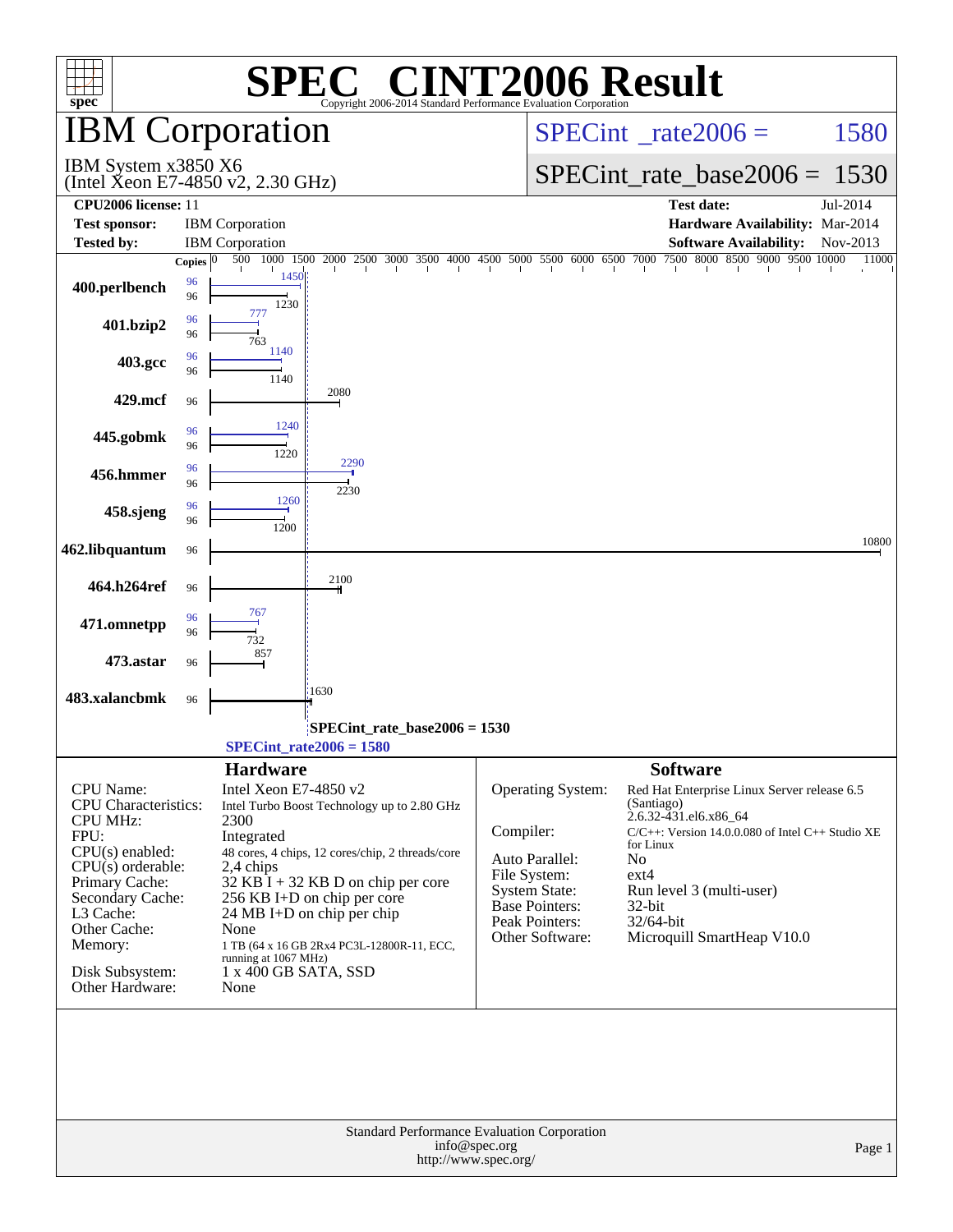# SPEC® CINT2006 Result

Copyright 2006-2014 Standard Performance Evaluation Corporation

## IBM Corporation

IBM System x3850 X6
(Intel Xeon E7-4850 v2, 2.30 GHz)

SPECint_rate2006 = 1580

SPECint_rate_base2006 = 1530

| | | | |
|---|---|---|---|
| **CPU2006 license:** 11 | | **Test date:** | Jul-2014 |
| **Test sponsor:** | IBM Corporation | **Hardware Availability:** | Mar-2014 |
| **Tested by:** | IBM Corporation | **Software Availability:** | Nov-2013 |

| Benchmark | Copies (peak) | Peak | Copies (base) | Base |
|---|---|---|---|---|
| 400.perlbench | 96 | 1450 | 96 | 1230 |
| 401.bzip2 | 96 | 777 | 96 | 763 |
| 403.gcc | 96 | 1140 | 96 | 1140 |
| 429.mcf | | | 96 | 2080 |
| 445.gobmk | 96 | 1240 | 96 | 1220 |
| 456.hmmer | 96 | 2290 | 96 | 2230 |
| 458.sjeng | 96 | 1260 | 96 | 1200 |
| 462.libquantum | | | 96 | 10800 |
| 464.h264ref | | | 96 | 2100 |
| 471.omnetpp | 96 | 767 | 96 | 732 |
| 473.astar | | | 96 | 857 |
| 483.xalancbmk | | | 96 | 1630 |

SPECint_rate_base2006 = 1530

SPECint_rate2006 = 1580

### Hardware

| | |
|---|---|
| CPU Name: | Intel Xeon E7-4850 v2 |
| CPU Characteristics: | Intel Turbo Boost Technology up to 2.80 GHz |
| CPU MHz: | 2300 |
| FPU: | Integrated |
| CPU(s) enabled: | 48 cores, 4 chips, 12 cores/chip, 2 threads/core |
| CPU(s) orderable: | 2,4 chips |
| Primary Cache: | 32 KB I + 32 KB D on chip per core |
| Secondary Cache: | 256 KB I+D on chip per core |
| L3 Cache: | 24 MB I+D on chip per chip |
| Other Cache: | None |
| Memory: | 1 TB (64 x 16 GB 2Rx4 PC3L-12800R-11, ECC, running at 1067 MHz) |
| Disk Subsystem: | 1 x 400 GB SATA, SSD |
| Other Hardware: | None |

### Software

| | |
|---|---|
| Operating System: | Red Hat Enterprise Linux Server release 6.5 (Santiago) 2.6.32-431.el6.x86_64 |
| Compiler: | C/C++: Version 14.0.0.080 of Intel C++ Studio XE for Linux |
| Auto Parallel: | No |
| File System: | ext4 |
| System State: | Run level 3 (multi-user) |
| Base Pointers: | 32-bit |
| Peak Pointers: | 32/64-bit |
| Other Software: | Microquill SmartHeap V10.0 |

Standard Performance Evaluation Corporation
info@spec.org
http://www.spec.org/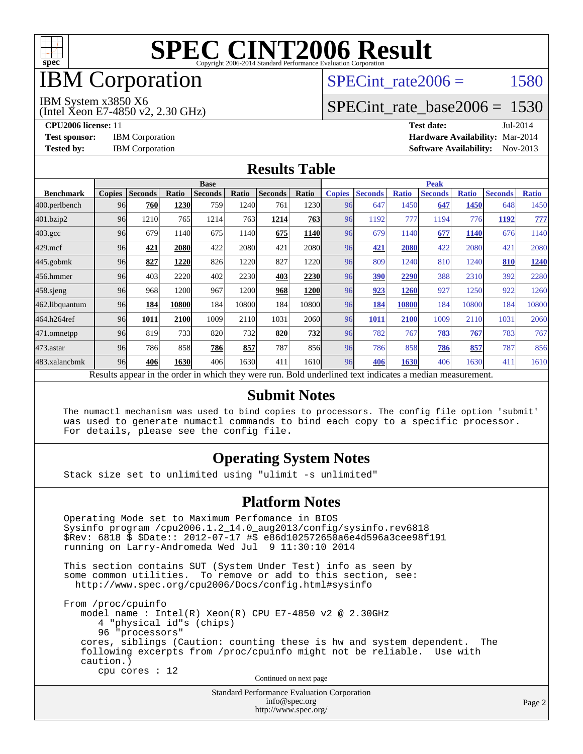# SPEC CINT2006 Result

Copyright 2006-2014 Standard Performance Evaluation Corporation

# IBM Corporation

IBM System x3850 X6
(Intel Xeon E7-4850 v2, 2.30 GHz)

SPECint_rate2006 = 1580

SPECint_rate_base2006 = 1530

**CPU2006 license:** 11
**Test sponsor:** IBM Corporation
**Tested by:** IBM Corporation

**Test date:** Jul-2014
**Hardware Availability:** Mar-2014
**Software Availability:** Nov-2013

## Results Table

| | Base | | | | | | | Peak | | | | | | |
|---|---|---|---|---|---|---|---|---|---|---|---|---|---|---|
| **Benchmark** | **Copies** | **Seconds** | **Ratio** | **Seconds** | **Ratio** | **Seconds** | **Ratio** | **Copies** | **Seconds** | **Ratio** | **Seconds** | **Ratio** | **Seconds** | **Ratio** |
| 400.perlbench | 96 | **760** | **1230** | 759 | 1240 | 761 | 1230 | 96 | 647 | 1450 | **647** | **1450** | 648 | 1450 |
| 401.bzip2 | 96 | 1210 | 765 | 1214 | 763 | **1214** | **763** | 96 | 1192 | 777 | 1194 | 776 | **1192** | **777** |
| 403.gcc | 96 | 679 | 1140 | 675 | 1140 | **675** | **1140** | 96 | 679 | 1140 | **677** | **1140** | 676 | 1140 |
| 429.mcf | 96 | **421** | **2080** | 422 | 2080 | 421 | 2080 | 96 | **421** | **2080** | 422 | 2080 | 421 | 2080 |
| 445.gobmk | 96 | **827** | **1220** | 826 | 1220 | 827 | 1220 | 96 | 809 | 1240 | 810 | 1240 | **810** | **1240** |
| 456.hmmer | 96 | 403 | 2220 | 402 | 2230 | **403** | **2230** | 96 | **390** | **2290** | 388 | 2310 | 392 | 2280 |
| 458.sjeng | 96 | 968 | 1200 | 967 | 1200 | **968** | **1200** | 96 | **923** | **1260** | 927 | 1250 | 922 | 1260 |
| 462.libquantum | 96 | **184** | **10800** | 184 | 10800 | 184 | 10800 | 96 | **184** | **10800** | 184 | 10800 | 184 | 10800 |
| 464.h264ref | 96 | **1011** | **2100** | 1009 | 2110 | 1031 | 2060 | 96 | **1011** | **2100** | 1009 | 2110 | 1031 | 2060 |
| 471.omnetpp | 96 | 819 | 733 | 820 | 732 | **820** | **732** | 96 | 782 | 767 | **783** | **767** | 783 | 767 |
| 473.astar | 96 | 786 | 858 | **786** | **857** | 787 | 856 | 96 | 786 | 858 | **786** | **857** | 787 | 856 |
| 483.xalancbmk | 96 | **406** | **1630** | 406 | 1630 | 411 | 1610 | 96 | **406** | **1630** | 406 | 1630 | 411 | 1610 |

Results appear in the order in which they were run. Bold underlined text indicates a median measurement.

## Submit Notes

```
The numactl mechanism was used to bind copies to processors. The config file option 'submit'
was used to generate numactl commands to bind each copy to a specific processor.
For details, please see the config file.
```

## Operating System Notes

```
Stack size set to unlimited using "ulimit -s unlimited"
```

## Platform Notes

```
Operating Mode set to Maximum Perfomance in BIOS
Sysinfo program /cpu2006.1.2_14.0_aug2013/config/sysinfo.rev6818
$Rev: 6818 $ $Date:: 2012-07-17 #$ e86d102572650a6e4d596a3cee98f191
running on Larry-Andromeda Wed Jul  9 11:30:10 2014

This section contains SUT (System Under Test) info as seen by
some common utilities.  To remove or add to this section, see:
  http://www.spec.org/cpu2006/Docs/config.html#sysinfo

From /proc/cpuinfo
   model name : Intel(R) Xeon(R) CPU E7-4850 v2 @ 2.30GHz
      4 "physical id"s (chips)
      96 "processors"
   cores, siblings (Caution: counting these is hw and system dependent.  The
   following excerpts from /proc/cpuinfo might not be reliable.  Use with
   caution.)
      cpu cores : 12
```

Continued on next page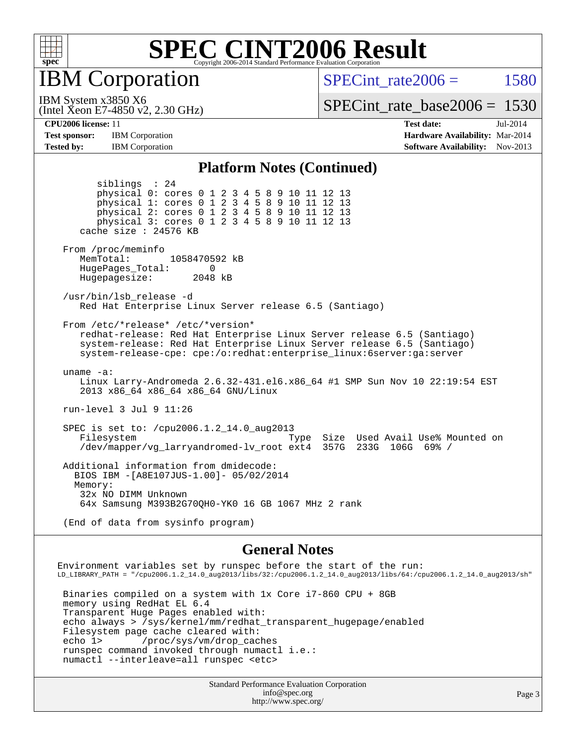# SPEC CINT2006 Result

Copyright 2006-2014 Standard Performance Evaluation Corporation

## IBM Corporation

IBM System x3850 X6
(Intel Xeon E7-4850 v2, 2.30 GHz)

SPECint_rate2006 = 1580

SPECint_rate_base2006 = 1530

**CPU2006 license:** 11
**Test sponsor:** IBM Corporation
**Tested by:** IBM Corporation

**Test date:** Jul-2014
**Hardware Availability:** Mar-2014
**Software Availability:** Nov-2013

### Platform Notes (Continued)

```
        siblings  : 24
        physical 0: cores 0 1 2 3 4 5 8 9 10 11 12 13
        physical 1: cores 0 1 2 3 4 5 8 9 10 11 12 13
        physical 2: cores 0 1 2 3 4 5 8 9 10 11 12 13
        physical 3: cores 0 1 2 3 4 5 8 9 10 11 12 13
     cache size : 24576 KB

  From /proc/meminfo
     MemTotal:       1058470592 kB
     HugePages_Total:       0
     Hugepagesize:       2048 kB

  /usr/bin/lsb_release -d
     Red Hat Enterprise Linux Server release 6.5 (Santiago)

  From /etc/*release* /etc/*version*
     redhat-release: Red Hat Enterprise Linux Server release 6.5 (Santiago)
     system-release: Red Hat Enterprise Linux Server release 6.5 (Santiago)
     system-release-cpe: cpe:/o:redhat:enterprise_linux:6server:ga:server

  uname -a:
     Linux Larry-Andromeda 2.6.32-431.el6.x86_64 #1 SMP Sun Nov 10 22:19:54 EST
     2013 x86_64 x86_64 x86_64 GNU/Linux

  run-level 3 Jul 9 11:26

  SPEC is set to: /cpu2006.1.2_14.0_aug2013
     Filesystem                          Type  Size  Used Avail Use% Mounted on
     /dev/mapper/vg_larryandromed-lv_root ext4  357G  233G  106G  69% /

  Additional information from dmidecode:
    BIOS IBM -[A8E107JUS-1.00]- 05/02/2014
    Memory:
     32x NO DIMM Unknown
     64x Samsung M393B2G70QH0-YK0 16 GB 1067 MHz 2 rank

  (End of data from sysinfo program)
```

### General Notes

```
Environment variables set by runspec before the start of the run:
LD_LIBRARY_PATH = "/cpu2006.1.2_14.0_aug2013/libs/32:/cpu2006.1.2_14.0_aug2013/libs/64:/cpu2006.1.2_14.0_aug2013/sh"

 Binaries compiled on a system with 1x Core i7-860 CPU + 8GB
 memory using RedHat EL 6.4
 Transparent Huge Pages enabled with:
 echo always > /sys/kernel/mm/redhat_transparent_hugepage/enabled
 Filesystem page cache cleared with:
 echo 1>       /proc/sys/vm/drop_caches
 runspec command invoked through numactl i.e.:
 numactl --interleave=all runspec <etc>
```

Standard Performance Evaluation Corporation
info@spec.org
http://www.spec.org/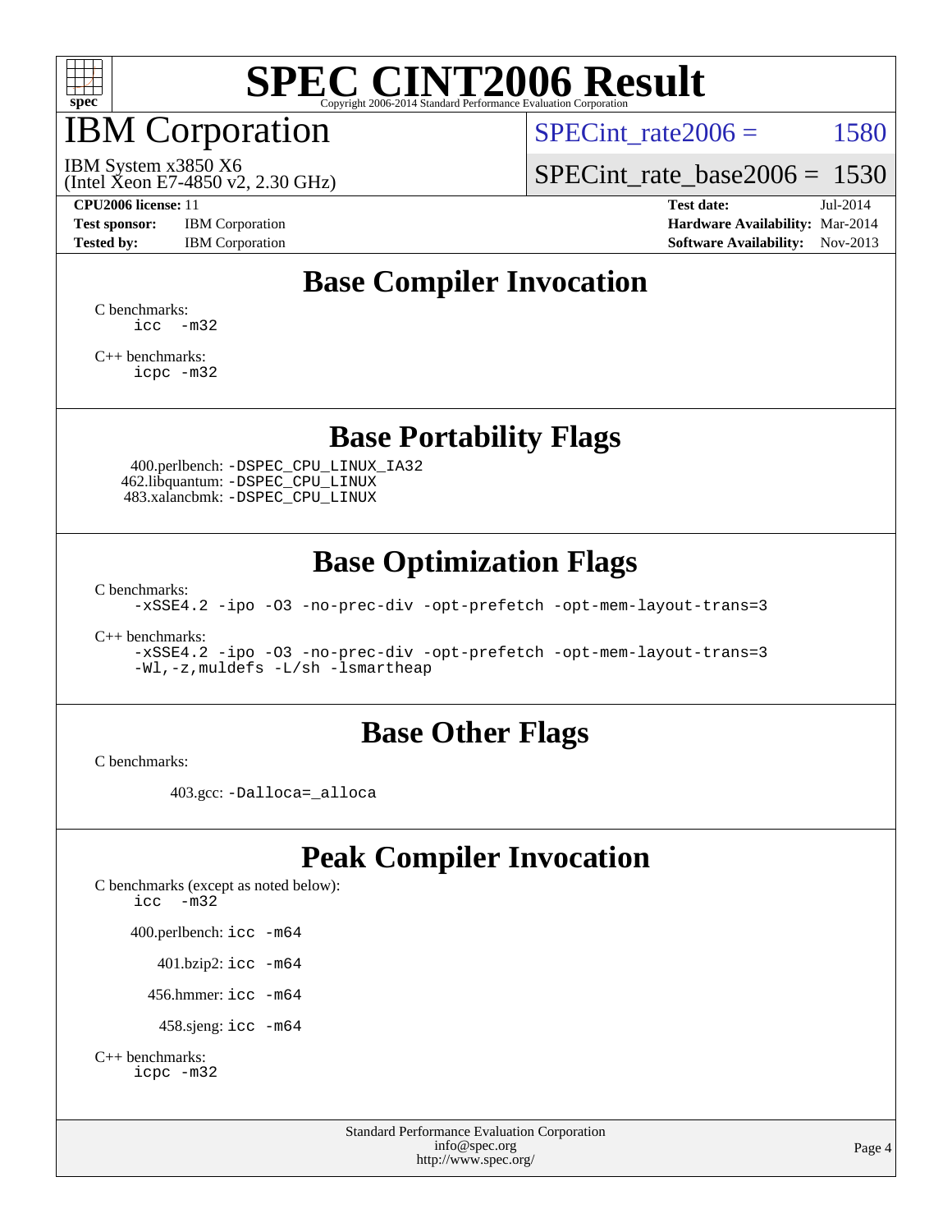# SPEC CINT2006 Result

Copyright 2006-2014 Standard Performance Evaluation Corporation

## IBM Corporation

IBM System x3850 X6
(Intel Xeon E7-4850 v2, 2.30 GHz)

SPECint_rate2006 = 1580

SPECint_rate_base2006 = 1530

**CPU2006 license:** 11
**Test sponsor:** IBM Corporation
**Tested by:** IBM Corporation

**Test date:** Jul-2014
**Hardware Availability:** Mar-2014
**Software Availability:** Nov-2013

## Base Compiler Invocation

C benchmarks:
```
icc -m32
```

C++ benchmarks:
```
icpc -m32
```

## Base Portability Flags

400.perlbench: `-DSPEC_CPU_LINUX_IA32`
462.libquantum: `-DSPEC_CPU_LINUX`
483.xalancbmk: `-DSPEC_CPU_LINUX`

## Base Optimization Flags

C benchmarks:
```
-xSSE4.2 -ipo -O3 -no-prec-div -opt-prefetch -opt-mem-layout-trans=3
```

C++ benchmarks:
```
-xSSE4.2 -ipo -O3 -no-prec-div -opt-prefetch -opt-mem-layout-trans=3
-Wl,-z,muldefs -L/sh -lsmartheap
```

## Base Other Flags

C benchmarks:

403.gcc: `-Dalloca=_alloca`

## Peak Compiler Invocation

C benchmarks (except as noted below):
```
icc -m32
```

400.perlbench: `icc -m64`

401.bzip2: `icc -m64`

456.hmmer: `icc -m64`

458.sjeng: `icc -m64`

C++ benchmarks:
```
icpc -m32
```

Standard Performance Evaluation Corporation
info@spec.org
http://www.spec.org/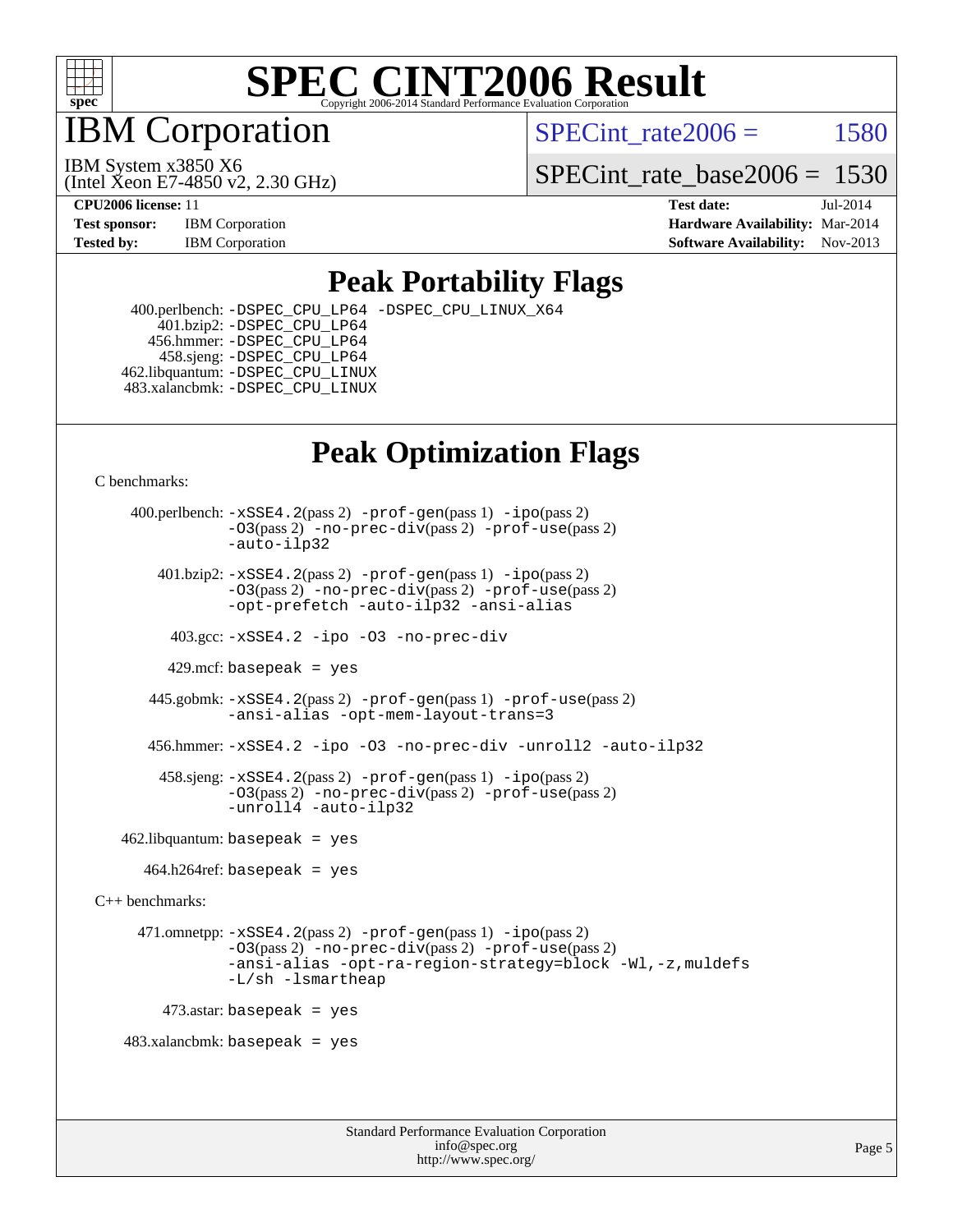# SPEC CINT2006 Result

Copyright 2006-2014 Standard Performance Evaluation Corporation

# IBM Corporation

IBM System x3850 X6
(Intel Xeon E7-4850 v2, 2.30 GHz)

SPECint_rate2006 = 1580

SPECint_rate_base2006 = 1530

**CPU2006 license:** 11
**Test sponsor:** IBM Corporation
**Tested by:** IBM Corporation

**Test date:** Jul-2014
**Hardware Availability:** Mar-2014
**Software Availability:** Nov-2013

## Peak Portability Flags

400.perlbench: -DSPEC_CPU_LP64 -DSPEC_CPU_LINUX_X64
401.bzip2: -DSPEC_CPU_LP64
456.hmmer: -DSPEC_CPU_LP64
458.sjeng: -DSPEC_CPU_LP64
462.libquantum: -DSPEC_CPU_LINUX
483.xalancbmk: -DSPEC_CPU_LINUX

## Peak Optimization Flags

C benchmarks:

400.perlbench: -xSSE4.2(pass 2) -prof-gen(pass 1) -ipo(pass 2) -O3(pass 2) -no-prec-div(pass 2) -prof-use(pass 2) -auto-ilp32

401.bzip2: -xSSE4.2(pass 2) -prof-gen(pass 1) -ipo(pass 2) -O3(pass 2) -no-prec-div(pass 2) -prof-use(pass 2) -opt-prefetch -auto-ilp32 -ansi-alias

403.gcc: -xSSE4.2 -ipo -O3 -no-prec-div

429.mcf: basepeak = yes

445.gobmk: -xSSE4.2(pass 2) -prof-gen(pass 1) -prof-use(pass 2) -ansi-alias -opt-mem-layout-trans=3

456.hmmer: -xSSE4.2 -ipo -O3 -no-prec-div -unroll2 -auto-ilp32

458.sjeng: -xSSE4.2(pass 2) -prof-gen(pass 1) -ipo(pass 2) -O3(pass 2) -no-prec-div(pass 2) -prof-use(pass 2) -unroll4 -auto-ilp32

462.libquantum: basepeak = yes

464.h264ref: basepeak = yes

C++ benchmarks:

471.omnetpp: -xSSE4.2(pass 2) -prof-gen(pass 1) -ipo(pass 2) -O3(pass 2) -no-prec-div(pass 2) -prof-use(pass 2) -ansi-alias -opt-ra-region-strategy=block -Wl,-z,muldefs -L/sh -lsmartheap

473.astar: basepeak = yes

483.xalancbmk: basepeak = yes

Standard Performance Evaluation Corporation
info@spec.org
http://www.spec.org/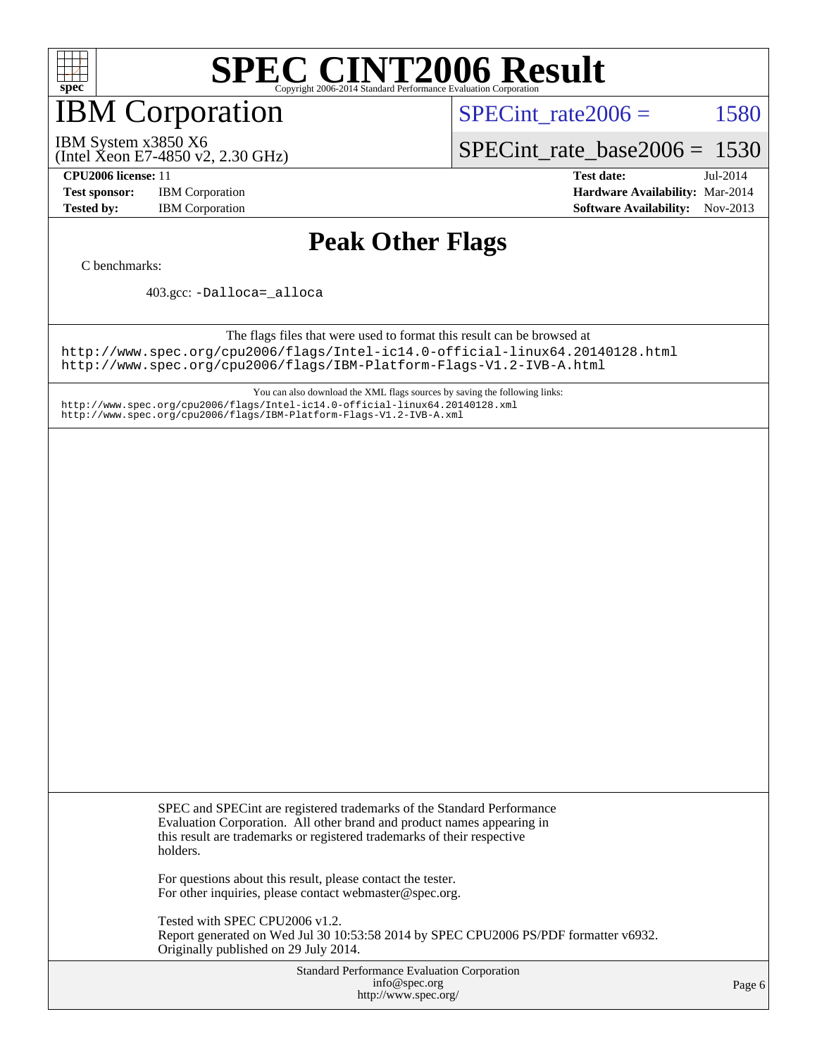# SPEC CINT2006 Result

Copyright 2006-2014 Standard Performance Evaluation Corporation

## IBM Corporation

IBM System x3850 X6
(Intel Xeon E7-4850 v2, 2.30 GHz)

SPECint_rate2006 = 1580

SPECint_rate_base2006 = 1530

**CPU2006 license:** 11
**Test sponsor:** IBM Corporation
**Tested by:** IBM Corporation

**Test date:** Jul-2014
**Hardware Availability:** Mar-2014
**Software Availability:** Nov-2013

## Peak Other Flags

C benchmarks:

403.gcc: -Dalloca=_alloca

The flags files that were used to format this result can be browsed at
http://www.spec.org/cpu2006/flags/Intel-ic14.0-official-linux64.20140128.html
http://www.spec.org/cpu2006/flags/IBM-Platform-Flags-V1.2-IVB-A.html

You can also download the XML flags sources by saving the following links:
http://www.spec.org/cpu2006/flags/Intel-ic14.0-official-linux64.20140128.xml
http://www.spec.org/cpu2006/flags/IBM-Platform-Flags-V1.2-IVB-A.xml

SPEC and SPECint are registered trademarks of the Standard Performance Evaluation Corporation. All other brand and product names appearing in this result are trademarks or registered trademarks of their respective holders.

For questions about this result, please contact the tester.
For other inquiries, please contact webmaster@spec.org.

Tested with SPEC CPU2006 v1.2.
Report generated on Wed Jul 30 10:53:58 2014 by SPEC CPU2006 PS/PDF formatter v6932.
Originally published on 29 July 2014.

Standard Performance Evaluation Corporation
info@spec.org
http://www.spec.org/